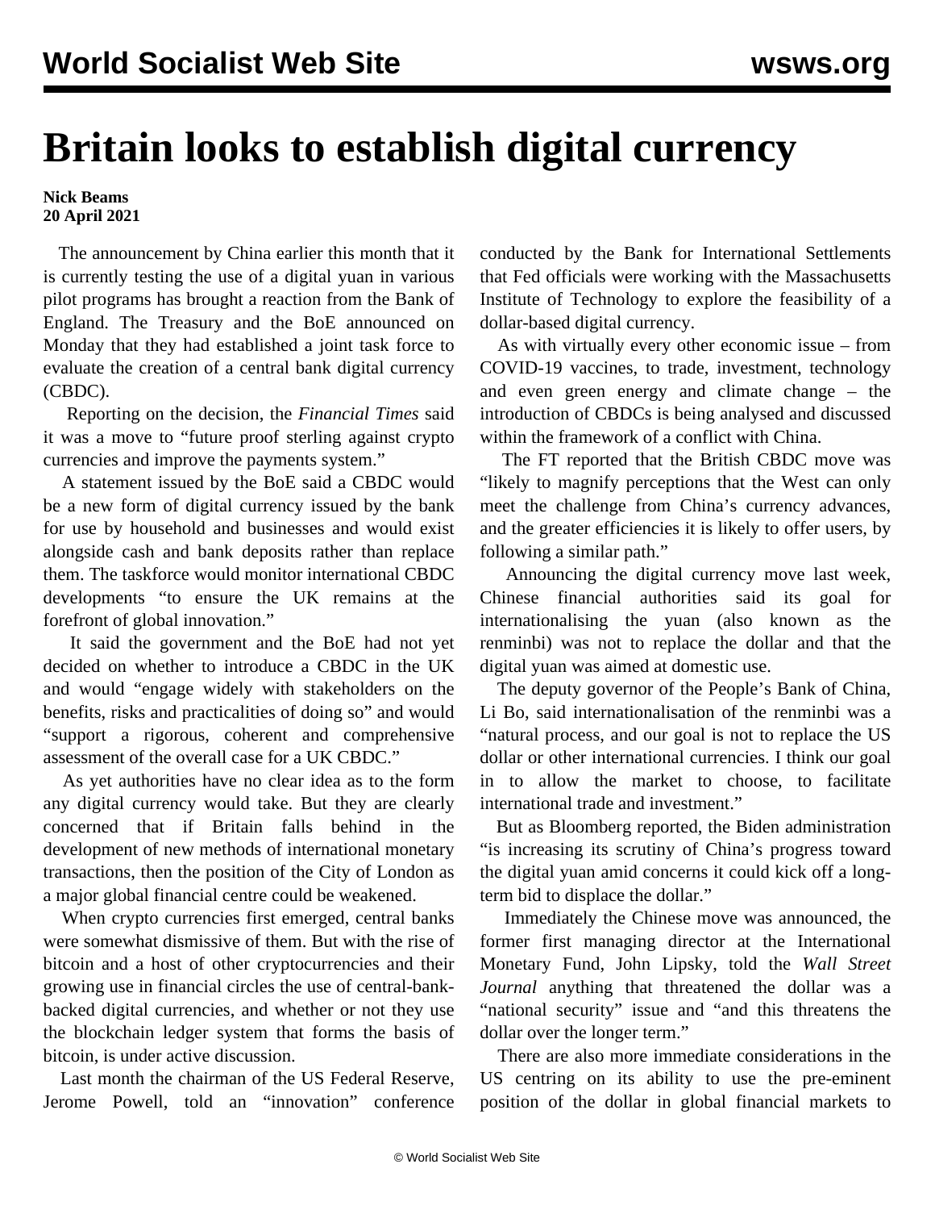# Britain looks to establish digital currency

**Nick Beams**
**20 April 2021**

The announcement by China earlier this month that it is currently testing the use of a digital yuan in various pilot programs has brought a reaction from the Bank of England. The Treasury and the BoE announced on Monday that they had established a joint task force to evaluate the creation of a central bank digital currency (CBDC).

Reporting on the decision, the *Financial Times* said it was a move to "future proof sterling against crypto currencies and improve the payments system."

A statement issued by the BoE said a CBDC would be a new form of digital currency issued by the bank for use by household and businesses and would exist alongside cash and bank deposits rather than replace them. The taskforce would monitor international CBDC developments "to ensure the UK remains at the forefront of global innovation."

It said the government and the BoE had not yet decided on whether to introduce a CBDC in the UK and would "engage widely with stakeholders on the benefits, risks and practicalities of doing so" and would "support a rigorous, coherent and comprehensive assessment of the overall case for a UK CBDC."

As yet authorities have no clear idea as to the form any digital currency would take. But they are clearly concerned that if Britain falls behind in the development of new methods of international monetary transactions, then the position of the City of London as a major global financial centre could be weakened.

When crypto currencies first emerged, central banks were somewhat dismissive of them. But with the rise of bitcoin and a host of other cryptocurrencies and their growing use in financial circles the use of central-bank-backed digital currencies, and whether or not they use the blockchain ledger system that forms the basis of bitcoin, is under active discussion.

Last month the chairman of the US Federal Reserve, Jerome Powell, told an "innovation" conference conducted by the Bank for International Settlements that Fed officials were working with the Massachusetts Institute of Technology to explore the feasibility of a dollar-based digital currency.

As with virtually every other economic issue – from COVID-19 vaccines, to trade, investment, technology and even green energy and climate change – the introduction of CBDCs is being analysed and discussed within the framework of a conflict with China.

The FT reported that the British CBDC move was "likely to magnify perceptions that the West can only meet the challenge from China's currency advances, and the greater efficiencies it is likely to offer users, by following a similar path."

Announcing the digital currency move last week, Chinese financial authorities said its goal for internationalising the yuan (also known as the renminbi) was not to replace the dollar and that the digital yuan was aimed at domestic use.

The deputy governor of the People's Bank of China, Li Bo, said internationalisation of the renminbi was a "natural process, and our goal is not to replace the US dollar or other international currencies. I think our goal in to allow the market to choose, to facilitate international trade and investment."

But as Bloomberg reported, the Biden administration "is increasing its scrutiny of China's progress toward the digital yuan amid concerns it could kick off a long-term bid to displace the dollar."

Immediately the Chinese move was announced, the former first managing director at the International Monetary Fund, John Lipsky, told the *Wall Street Journal* anything that threatened the dollar was a "national security" issue and "and this threatens the dollar over the longer term."

There are also more immediate considerations in the US centring on its ability to use the pre-eminent position of the dollar in global financial markets to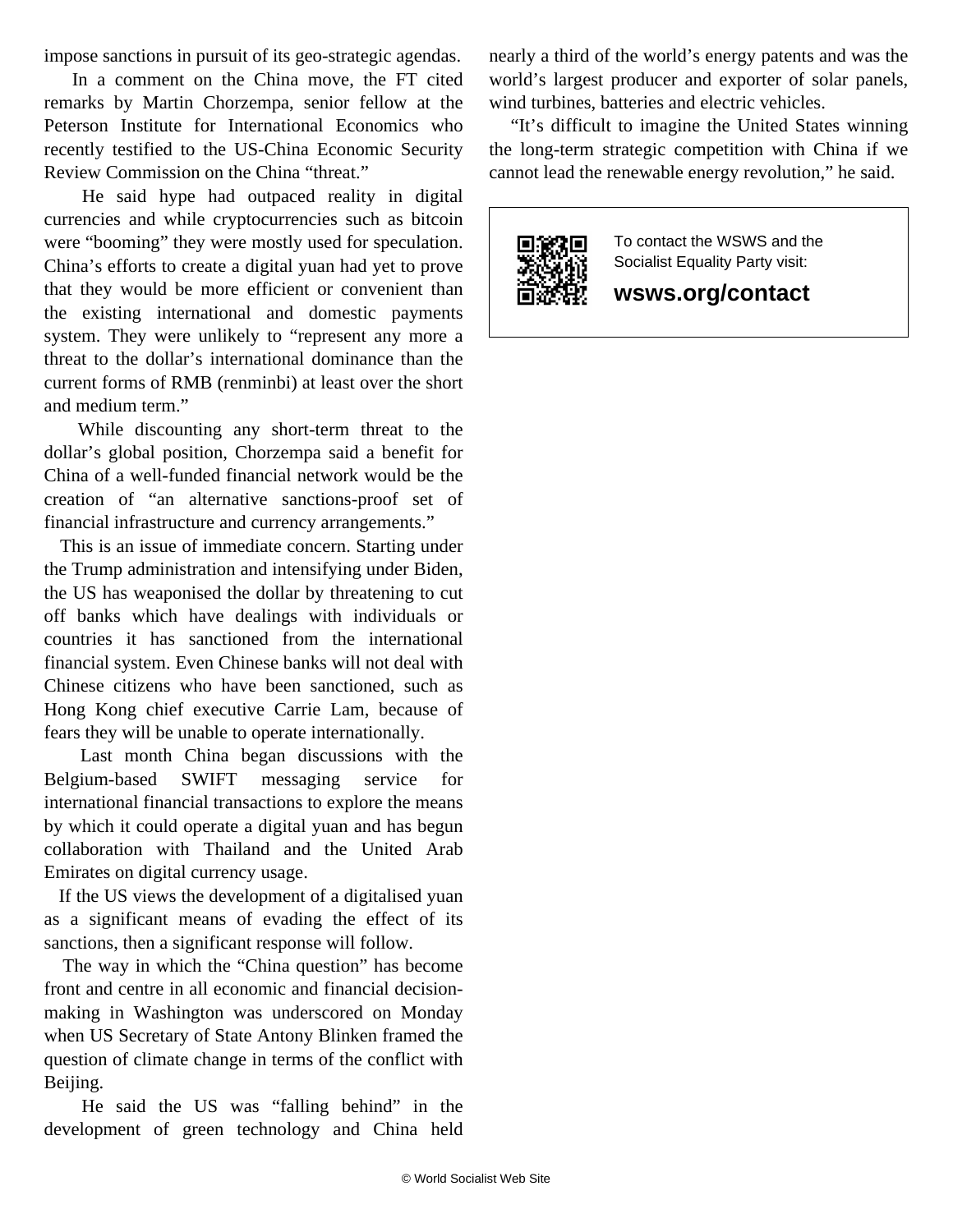impose sanctions in pursuit of its geo-strategic agendas.

In a comment on the China move, the FT cited remarks by Martin Chorzempa, senior fellow at the Peterson Institute for International Economics who recently testified to the US-China Economic Security Review Commission on the China "threat."

He said hype had outpaced reality in digital currencies and while cryptocurrencies such as bitcoin were "booming" they were mostly used for speculation. China's efforts to create a digital yuan had yet to prove that they would be more efficient or convenient than the existing international and domestic payments system. They were unlikely to "represent any more a threat to the dollar's international dominance than the current forms of RMB (renminbi) at least over the short and medium term."

While discounting any short-term threat to the dollar's global position, Chorzempa said a benefit for China of a well-funded financial network would be the creation of "an alternative sanctions-proof set of financial infrastructure and currency arrangements."

This is an issue of immediate concern. Starting under the Trump administration and intensifying under Biden, the US has weaponised the dollar by threatening to cut off banks which have dealings with individuals or countries it has sanctioned from the international financial system. Even Chinese banks will not deal with Chinese citizens who have been sanctioned, such as Hong Kong chief executive Carrie Lam, because of fears they will be unable to operate internationally.

Last month China began discussions with the Belgium-based SWIFT messaging service for international financial transactions to explore the means by which it could operate a digital yuan and has begun collaboration with Thailand and the United Arab Emirates on digital currency usage.

If the US views the development of a digitalised yuan as a significant means of evading the effect of its sanctions, then a significant response will follow.

The way in which the "China question" has become front and centre in all economic and financial decision-making in Washington was underscored on Monday when US Secretary of State Antony Blinken framed the question of climate change in terms of the conflict with Beijing.

He said the US was "falling behind" in the development of green technology and China held nearly a third of the world's energy patents and was the world's largest producer and exporter of solar panels, wind turbines, batteries and electric vehicles.

"It's difficult to imagine the United States winning the long-term strategic competition with China if we cannot lead the renewable energy revolution," he said.

To contact the WSWS and the Socialist Equality Party visit:

**wsws.org/contact**